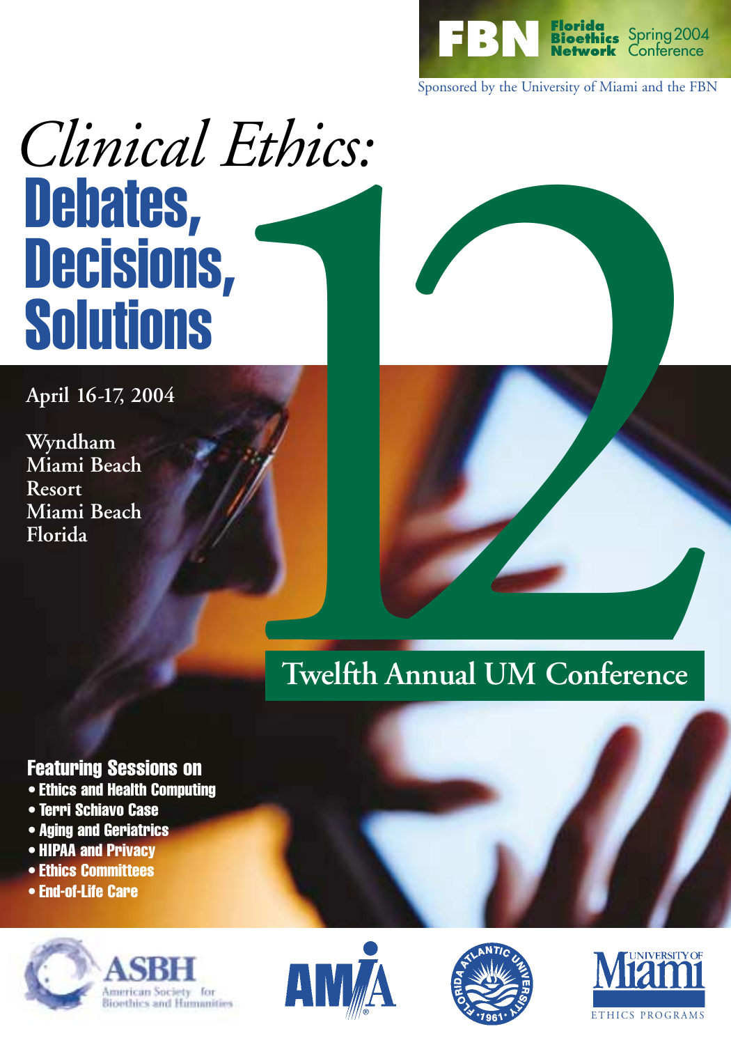**FBN** Florida Bioethics Network — Spring 2004 Conference

Sponsored by the University of Miami and the FBN

# *Clinical Ethics:* Debates, Decisions, Solutions

12

April 16-17, 2004

Wyndham Miami Beach Resort
Miami Beach
Florida

## Twelfth Annual UM Conference

### Featuring Sessions on

- Ethics and Health Computing
- Terri Schiavo Case
- Aging and Geriatrics
- HIPAA and Privacy
- Ethics Committees
- End-of-Life Care

ASBH American Society for Bioethics and Humanities

AMIA

Florida Atlantic University 1961

University of Miami Ethics Programs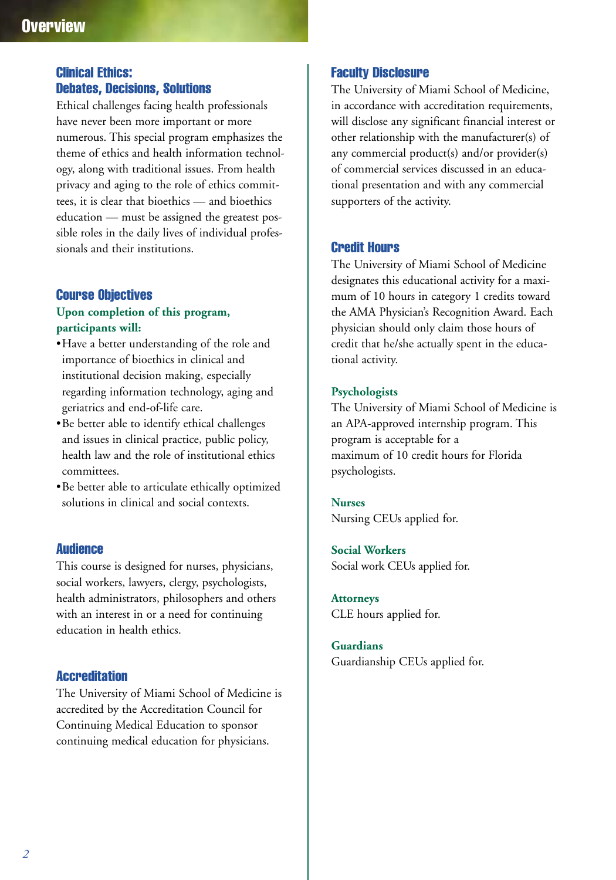# Overview

## Clinical Ethics: Debates, Decisions, Solutions

Ethical challenges facing health professionals have never been more important or more numerous. This special program emphasizes the theme of ethics and health information technology, along with traditional issues. From health privacy and aging to the role of ethics committees, it is clear that bioethics — and bioethics education — must be assigned the greatest possible roles in the daily lives of individual professionals and their institutions.

## Course Objectives

**Upon completion of this program, participants will:**

- Have a better understanding of the role and importance of bioethics in clinical and institutional decision making, especially regarding information technology, aging and geriatrics and end-of-life care.
- Be better able to identify ethical challenges and issues in clinical practice, public policy, health law and the role of institutional ethics committees.
- Be better able to articulate ethically optimized solutions in clinical and social contexts.

## Audience

This course is designed for nurses, physicians, social workers, lawyers, clergy, psychologists, health administrators, philosophers and others with an interest in or a need for continuing education in health ethics.

## Accreditation

The University of Miami School of Medicine is accredited by the Accreditation Council for Continuing Medical Education to sponsor continuing medical education for physicians.

## Faculty Disclosure

The University of Miami School of Medicine, in accordance with accreditation requirements, will disclose any significant financial interest or other relationship with the manufacturer(s) of any commercial product(s) and/or provider(s) of commercial services discussed in an educational presentation and with any commercial supporters of the activity.

## Credit Hours

The University of Miami School of Medicine designates this educational activity for a maximum of 10 hours in category 1 credits toward the AMA Physician's Recognition Award. Each physician should only claim those hours of credit that he/she actually spent in the educational activity.

**Psychologists**

The University of Miami School of Medicine is an APA-approved internship program. This program is acceptable for a maximum of 10 credit hours for Florida psychologists.

**Nurses**

Nursing CEUs applied for.

**Social Workers**

Social work CEUs applied for.

**Attorneys**

CLE hours applied for.

**Guardians**

Guardianship CEUs applied for.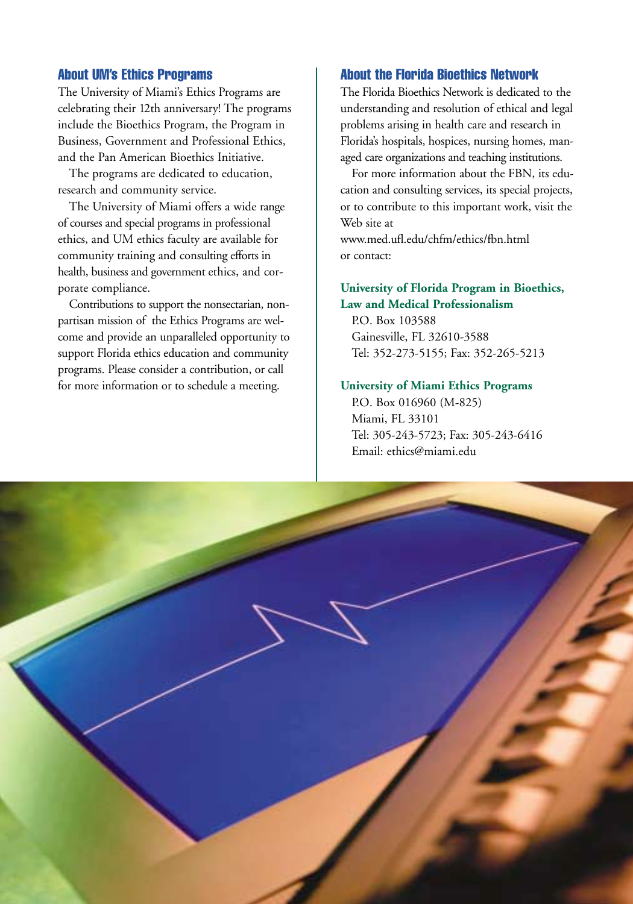## About UM's Ethics Programs

The University of Miami's Ethics Programs are celebrating their 12th anniversary! The programs include the Bioethics Program, the Program in Business, Government and Professional Ethics, and the Pan American Bioethics Initiative.

The programs are dedicated to education, research and community service.

The University of Miami offers a wide range of courses and special programs in professional ethics, and UM ethics faculty are available for community training and consulting efforts in health, business and government ethics, and corporate compliance.

Contributions to support the nonsectarian, nonpartisan mission of the Ethics Programs are welcome and provide an unparalleled opportunity to support Florida ethics education and community programs. Please consider a contribution, or call for more information or to schedule a meeting.

## About the Florida Bioethics Network

The Florida Bioethics Network is dedicated to the understanding and resolution of ethical and legal problems arising in health care and research in Florida's hospitals, hospices, nursing homes, managed care organizations and teaching institutions.

For more information about the FBN, its education and consulting services, its special projects, or to contribute to this important work, visit the Web site at
www.med.ufl.edu/chfm/ethics/fbn.html
or contact:

**University of Florida Program in Bioethics, Law and Medical Professionalism**

P.O. Box 103588
Gainesville, FL 32610-3588
Tel: 352-273-5155; Fax: 352-265-5213

**University of Miami Ethics Programs**

P.O. Box 016960 (M-825)
Miami, FL 33101
Tel: 305-243-5723; Fax: 305-243-6416
Email: ethics@miami.edu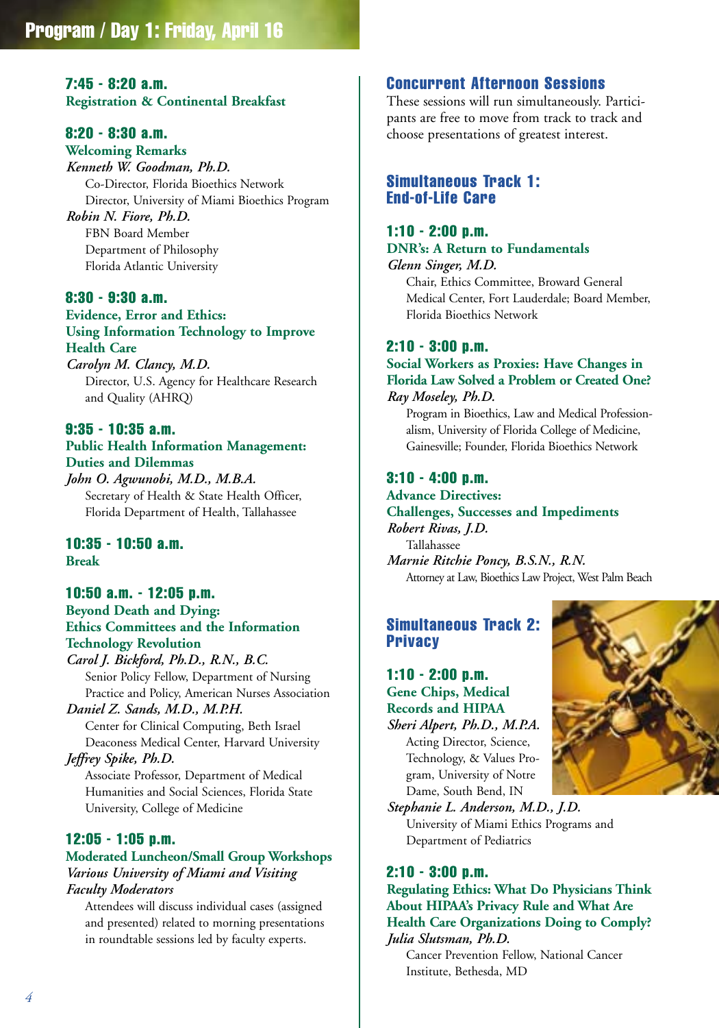# Program / Day 1: Friday, April 16

### 7:45 - 8:20 a.m.
**Registration & Continental Breakfast**

### 8:20 - 8:30 a.m.
**Welcoming Remarks**

*Kenneth W. Goodman, Ph.D.*
Co-Director, Florida Bioethics Network
Director, University of Miami Bioethics Program

*Robin N. Fiore, Ph.D.*
FBN Board Member
Department of Philosophy
Florida Atlantic University

### 8:30 - 9:30 a.m.
**Evidence, Error and Ethics: Using Information Technology to Improve Health Care**

*Carolyn M. Clancy, M.D.*
Director, U.S. Agency for Healthcare Research and Quality (AHRQ)

### 9:35 - 10:35 a.m.
**Public Health Information Management: Duties and Dilemmas**

*John O. Agwunobi, M.D., M.B.A.*
Secretary of Health & State Health Officer, Florida Department of Health, Tallahassee

### 10:35 - 10:50 a.m.
**Break**

### 10:50 a.m. - 12:05 p.m.
**Beyond Death and Dying: Ethics Committees and the Information Technology Revolution**

*Carol J. Bickford, Ph.D., R.N., B.C.*
Senior Policy Fellow, Department of Nursing Practice and Policy, American Nurses Association

*Daniel Z. Sands, M.D., M.P.H.*
Center for Clinical Computing, Beth Israel Deaconess Medical Center, Harvard University

*Jeffrey Spike, Ph.D.*
Associate Professor, Department of Medical Humanities and Social Sciences, Florida State University, College of Medicine

### 12:05 - 1:05 p.m.
**Moderated Luncheon/Small Group Workshops**

*Various University of Miami and Visiting Faculty Moderators*
Attendees will discuss individual cases (assigned and presented) related to morning presentations in roundtable sessions led by faculty experts.

## Concurrent Afternoon Sessions

These sessions will run simultaneously. Participants are free to move from track to track and choose presentations of greatest interest.

## Simultaneous Track 1: End-of-Life Care

### 1:10 - 2:00 p.m.
**DNR's: A Return to Fundamentals**

*Glenn Singer, M.D.*
Chair, Ethics Committee, Broward General Medical Center, Fort Lauderdale; Board Member, Florida Bioethics Network

### 2:10 - 3:00 p.m.
**Social Workers as Proxies: Have Changes in Florida Law Solved a Problem or Created One?**

*Ray Moseley, Ph.D.*
Program in Bioethics, Law and Medical Professionalism, University of Florida College of Medicine, Gainesville; Founder, Florida Bioethics Network

### 3:10 - 4:00 p.m.
**Advance Directives: Challenges, Successes and Impediments**

*Robert Rivas, J.D.*
Tallahassee

*Marnie Ritchie Poncy, B.S.N., R.N.*
Attorney at Law, Bioethics Law Project, West Palm Beach

## Simultaneous Track 2: Privacy

### 1:10 - 2:00 p.m.
**Gene Chips, Medical Records and HIPAA**

*Sheri Alpert, Ph.D., M.P.A.*
Acting Director, Science, Technology, & Values Program, University of Notre Dame, South Bend, IN

*Stephanie L. Anderson, M.D., J.D.*
University of Miami Ethics Programs and Department of Pediatrics

### 2:10 - 3:00 p.m.
**Regulating Ethics: What Do Physicians Think About HIPAA's Privacy Rule and What Are Health Care Organizations Doing to Comply?**

*Julia Slutsman, Ph.D.*
Cancer Prevention Fellow, National Cancer Institute, Bethesda, MD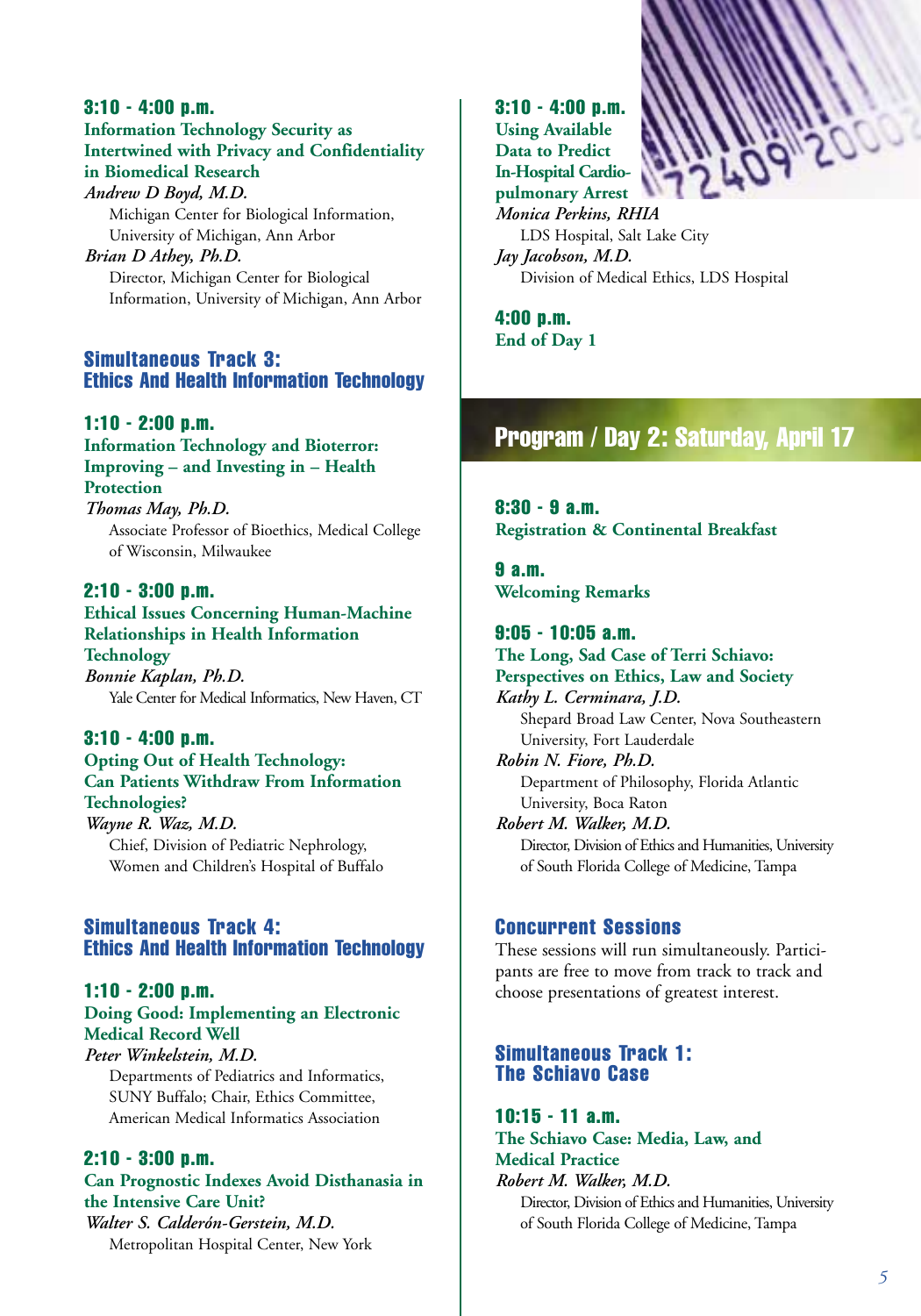**3:10 - 4:00 p.m.**
**Information Technology Security as Intertwined with Privacy and Confidentiality in Biomedical Research**
*Andrew D Boyd, M.D.*
Michigan Center for Biological Information, University of Michigan, Ann Arbor
*Brian D Athey, Ph.D.*
Director, Michigan Center for Biological Information, University of Michigan, Ann Arbor

### Simultaneous Track 3: Ethics And Health Information Technology

**1:10 - 2:00 p.m.**
**Information Technology and Bioterror: Improving – and Investing in – Health Protection**
*Thomas May, Ph.D.*
Associate Professor of Bioethics, Medical College of Wisconsin, Milwaukee

**2:10 - 3:00 p.m.**
**Ethical Issues Concerning Human-Machine Relationships in Health Information Technology**
*Bonnie Kaplan, Ph.D.*
Yale Center for Medical Informatics, New Haven, CT

**3:10 - 4:00 p.m.**
**Opting Out of Health Technology: Can Patients Withdraw From Information Technologies?**
*Wayne R. Waz, M.D.*
Chief, Division of Pediatric Nephrology, Women and Children's Hospital of Buffalo

### Simultaneous Track 4: Ethics And Health Information Technology

**1:10 - 2:00 p.m.**
**Doing Good: Implementing an Electronic Medical Record Well**
*Peter Winkelstein, M.D.*
Departments of Pediatrics and Informatics, SUNY Buffalo; Chair, Ethics Committee, American Medical Informatics Association

**2:10 - 3:00 p.m.**
**Can Prognostic Indexes Avoid Disthanasia in the Intensive Care Unit?**
*Walter S. Calderón-Gerstein, M.D.*
Metropolitan Hospital Center, New York

**3:10 - 4:00 p.m.**
**Using Available Data to Predict In-Hospital Cardio-pulmonary Arrest**
*Monica Perkins, RHIA*
LDS Hospital, Salt Lake City
*Jay Jacobson, M.D.*
Division of Medical Ethics, LDS Hospital

**4:00 p.m.**
**End of Day 1**

## Program / Day 2: Saturday, April 17

**8:30 - 9 a.m.**
**Registration & Continental Breakfast**

**9 a.m.**
**Welcoming Remarks**

**9:05 - 10:05 a.m.**
**The Long, Sad Case of Terri Schiavo: Perspectives on Ethics, Law and Society**
*Kathy L. Cerminara, J.D.*
Shepard Broad Law Center, Nova Southeastern University, Fort Lauderdale
*Robin N. Fiore, Ph.D.*
Department of Philosophy, Florida Atlantic University, Boca Raton
*Robert M. Walker, M.D.*
Director, Division of Ethics and Humanities, University of South Florida College of Medicine, Tampa

### Concurrent Sessions

These sessions will run simultaneously. Participants are free to move from track to track and choose presentations of greatest interest.

### Simultaneous Track 1: The Schiavo Case

**10:15 - 11 a.m.**
**The Schiavo Case: Media, Law, and Medical Practice**
*Robert M. Walker, M.D.*
Director, Division of Ethics and Humanities, University of South Florida College of Medicine, Tampa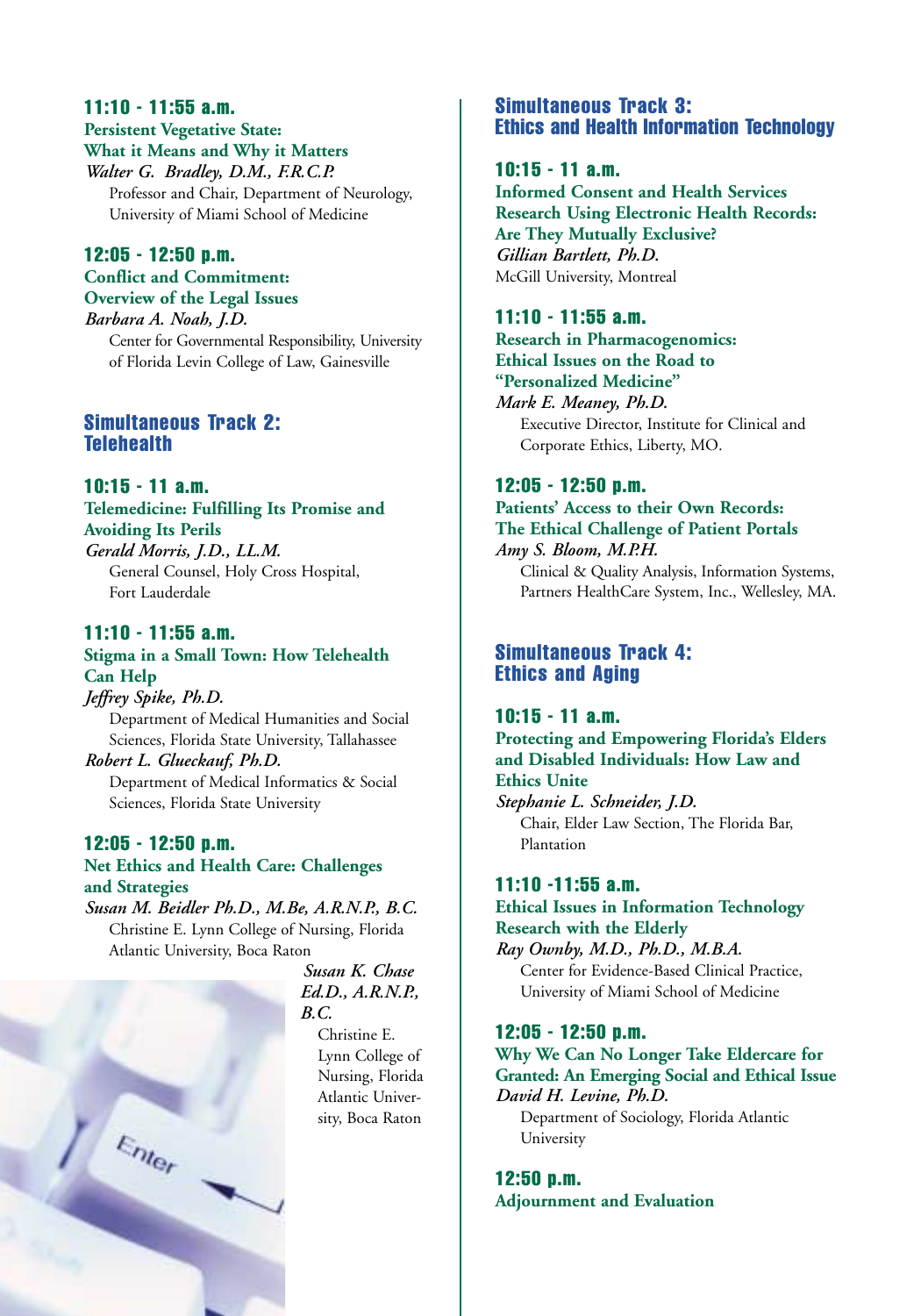**11:10 - 11:55 a.m.**

**Persistent Vegetative State: What it Means and Why it Matters**

*Walter G. Bradley, D.M., F.R.C.P.*
Professor and Chair, Department of Neurology, University of Miami School of Medicine

**12:05 - 12:50 p.m.**

**Conflict and Commitment: Overview of the Legal Issues**

*Barbara A. Noah, J.D.*
Center for Governmental Responsibility, University of Florida Levin College of Law, Gainesville

## Simultaneous Track 2: Telehealth

**10:15 - 11 a.m.**

**Telemedicine: Fulfilling Its Promise and Avoiding Its Perils**

*Gerald Morris, J.D., LL.M.*
General Counsel, Holy Cross Hospital, Fort Lauderdale

**11:10 - 11:55 a.m.**

**Stigma in a Small Town: How Telehealth Can Help**

*Jeffrey Spike, Ph.D.*
Department of Medical Humanities and Social Sciences, Florida State University, Tallahassee

*Robert L. Glueckauf, Ph.D.*
Department of Medical Informatics & Social Sciences, Florida State University

**12:05 - 12:50 p.m.**

**Net Ethics and Health Care: Challenges and Strategies**

*Susan M. Beidler Ph.D., M.Be, A.R.N.P., B.C.*
Christine E. Lynn College of Nursing, Florida Atlantic University, Boca Raton

*Susan K. Chase Ed.D., A.R.N.P., B.C.*
Christine E. Lynn College of Nursing, Florida Atlantic University, Boca Raton

## Simultaneous Track 3: Ethics and Health Information Technology

**10:15 - 11 a.m.**

**Informed Consent and Health Services Research Using Electronic Health Records: Are They Mutually Exclusive?**

*Gillian Bartlett, Ph.D.*
McGill University, Montreal

**11:10 - 11:55 a.m.**

**Research in Pharmacogenomics: Ethical Issues on the Road to "Personalized Medicine"**

*Mark E. Meaney, Ph.D.*
Executive Director, Institute for Clinical and Corporate Ethics, Liberty, MO.

**12:05 - 12:50 p.m.**

**Patients' Access to their Own Records: The Ethical Challenge of Patient Portals**

*Amy S. Bloom, M.P.H.*
Clinical & Quality Analysis, Information Systems, Partners HealthCare System, Inc., Wellesley, MA.

## Simultaneous Track 4: Ethics and Aging

**10:15 - 11 a.m.**

**Protecting and Empowering Florida's Elders and Disabled Individuals: How Law and Ethics Unite**

*Stephanie L. Schneider, J.D.*
Chair, Elder Law Section, The Florida Bar, Plantation

**11:10 -11:55 a.m.**

**Ethical Issues in Information Technology Research with the Elderly**

*Ray Ownby, M.D., Ph.D., M.B.A.*
Center for Evidence-Based Clinical Practice, University of Miami School of Medicine

**12:05 - 12:50 p.m.**

**Why We Can No Longer Take Eldercare for Granted: An Emerging Social and Ethical Issue**

*David H. Levine, Ph.D.*
Department of Sociology, Florida Atlantic University

**12:50 p.m.**

**Adjournment and Evaluation**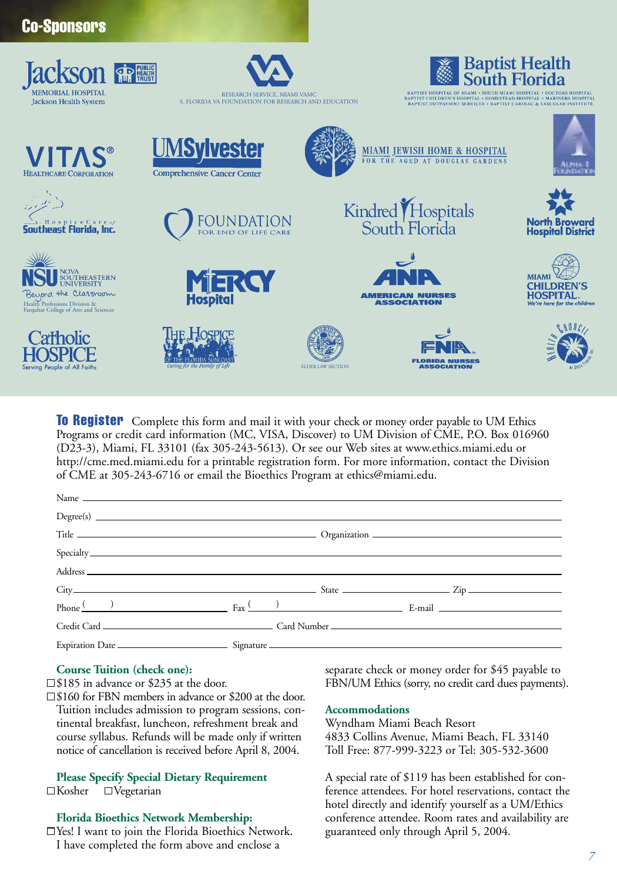## Co-Sponsors

Jackson Memorial Hospital, Jackson Health System — Public Health Trust

Research Service, Miami VAMC — S. Florida VA Foundation for Research and Education

Baptist Health South Florida — Baptist Hospital of Miami • South Miami Hospital • Doctors Hospital • Baptist Children's Hospital • Homestead Hospital • Mariners Hospital • Baptist Outpatient Services • Baptist Cardiac & Vascular Institute

VITAS Healthcare Corporation

UM Sylvester Comprehensive Cancer Center

Miami Jewish Home & Hospital for the Aged at Douglas Gardens

Alpha-1 Foundation

Hospice Care of Southeast Florida, Inc.

Foundation for End of Life Care

Kindred Hospitals South Florida

North Broward Hospital District

NSU Nova Southeastern University — Beyond the Classroom — Health Professions Division & Farquhar College of Arts and Sciences

Mercy Hospital

ANA American Nurses Association

Miami Children's Hospital — We're here for the children

Catholic Hospice — Serving People of All Faiths

The Hospice of the Florida Suncoast — Caring for the Family of Life

The Florida Bar Elder Law Section

FNA Florida Nurses Association

Health Council of South Florida, Inc.

**To Register** Complete this form and mail it with your check or money order payable to UM Ethics Programs or credit card information (MC, VISA, Discover) to UM Division of CME, P.O. Box 016960 (D23-3), Miami, FL 33101 (fax 305-243-5613). Or see our Web sites at www.ethics.miami.edu or http://cme.med.miami.edu for a printable registration form. For more information, contact the Division of CME at 305-243-6716 or email the Bioethics Program at ethics@miami.edu.

Name ______________________________

Degree(s) ______________________________

Title ______________________________ Organization ______________________________

Specialty ______________________________

Address ______________________________

City ______________________________ State ______________ Zip ______________

Phone (      ) ______________ Fax (      ) ______________ E-mail ______________

Credit Card ______________________________ Card Number ______________________________

Expiration Date ______________ Signature ______________________________

### Course Tuition (check one):

☐ $185 in advance or $235 at the door.

☐ $160 for FBN members in advance or $200 at the door.

Tuition includes admission to program sessions, continental breakfast, luncheon, refreshment break and course syllabus. Refunds will be made only if written notice of cancellation is received before April 8, 2004.

### Please Specify Special Dietary Requirement

☐ Kosher ☐ Vegetarian

### Florida Bioethics Network Membership:

☐ Yes! I want to join the Florida Bioethics Network. I have completed the form above and enclose a separate check or money order for $45 payable to FBN/UM Ethics (sorry, no credit card dues payments).

### Accommodations

Wyndham Miami Beach Resort
4833 Collins Avenue, Miami Beach, FL 33140
Toll Free: 877-999-3223 or Tel: 305-532-3600

A special rate of $119 has been established for conference attendees. For hotel reservations, contact the hotel directly and identify yourself as a UM/Ethics conference attendee. Room rates and availability are guaranteed only through April 5, 2004.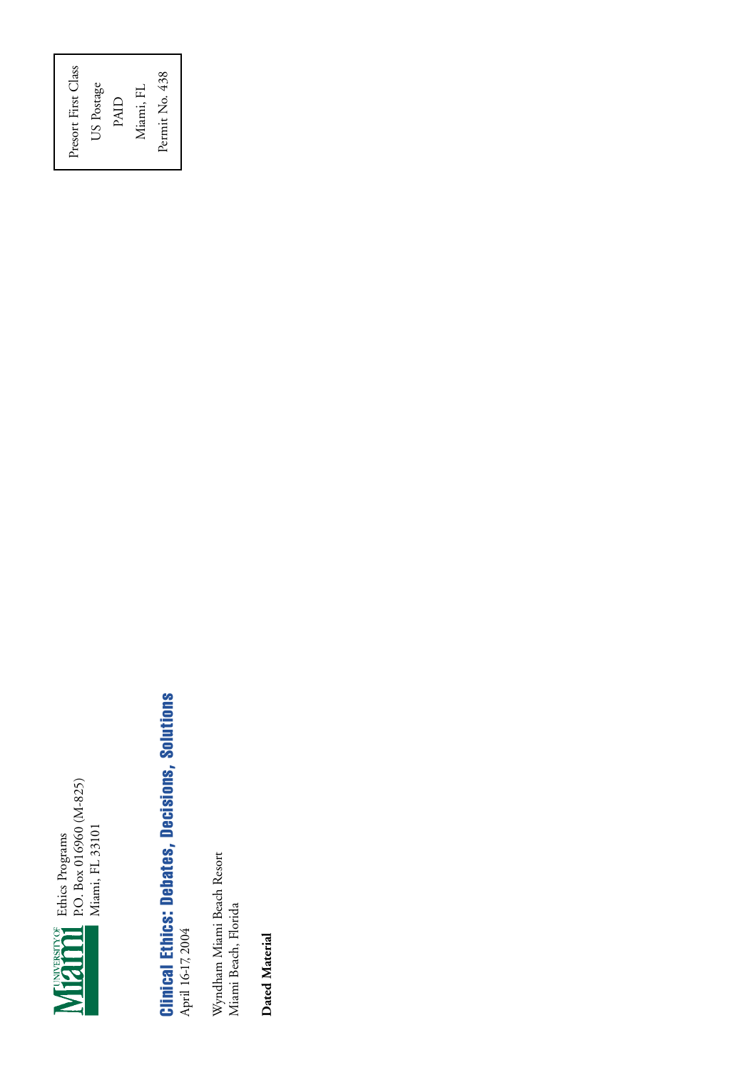UNIVERSITY OF Miami

Ethics Programs
P.O. Box 016960 (M-825)
Miami, FL 33101

Presort First Class
US Postage
PAID
Miami, FL
Permit No. 438

**Clinical Ethics: Debates, Decisions, Solutions**
April 16-17, 2004

Wyndham Miami Beach Resort
Miami Beach, Florida

**Dated Material**